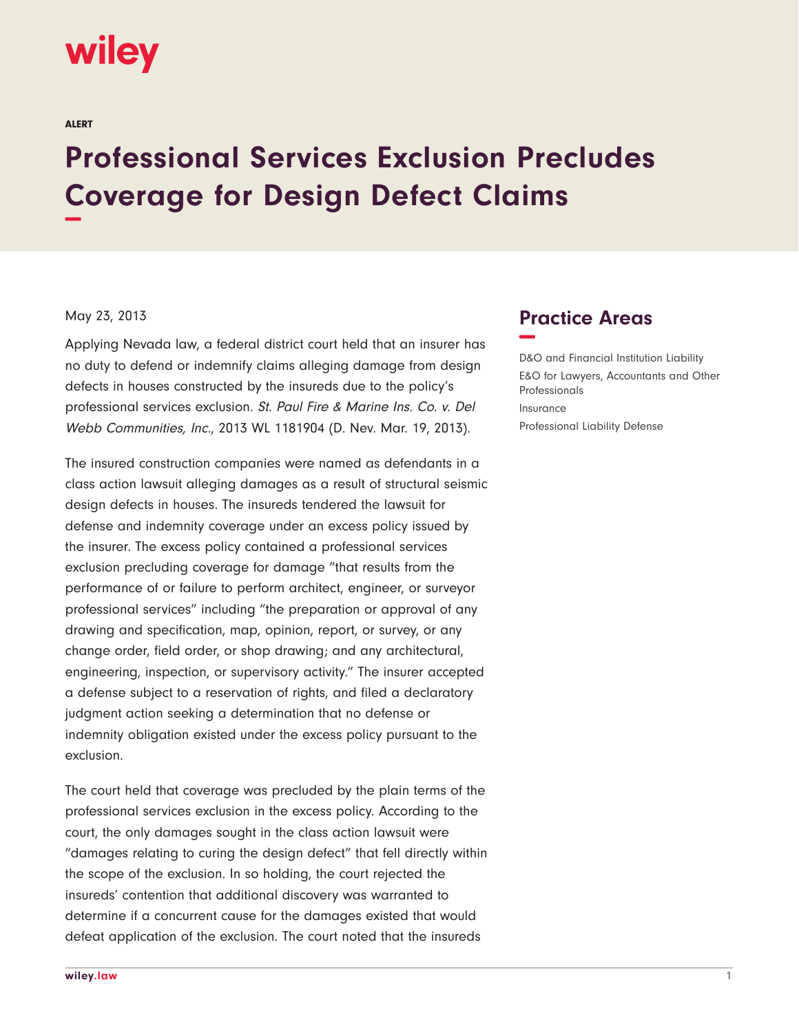wiley

ALERT

# Professional Services Exclusion Precludes Coverage for Design Defect Claims

May 23, 2013

Applying Nevada law, a federal district court held that an insurer has no duty to defend or indemnify claims alleging damage from design defects in houses constructed by the insureds due to the policy's professional services exclusion. *St. Paul Fire & Marine Ins. Co. v. Del Webb Communities, Inc.*, 2013 WL 1181904 (D. Nev. Mar. 19, 2013).

The insured construction companies were named as defendants in a class action lawsuit alleging damages as a result of structural seismic design defects in houses. The insureds tendered the lawsuit for defense and indemnity coverage under an excess policy issued by the insurer. The excess policy contained a professional services exclusion precluding coverage for damage "that results from the performance of or failure to perform architect, engineer, or surveyor professional services" including "the preparation or approval of any drawing and specification, map, opinion, report, or survey, or any change order, field order, or shop drawing; and any architectural, engineering, inspection, or supervisory activity." The insurer accepted a defense subject to a reservation of rights, and filed a declaratory judgment action seeking a determination that no defense or indemnity obligation existed under the excess policy pursuant to the exclusion.

The court held that coverage was precluded by the plain terms of the professional services exclusion in the excess policy. According to the court, the only damages sought in the class action lawsuit were "damages relating to curing the design defect" that fell directly within the scope of the exclusion. In so holding, the court rejected the insureds' contention that additional discovery was warranted to determine if a concurrent cause for the damages existed that would defeat application of the exclusion. The court noted that the insureds

## Practice Areas

D&O and Financial Institution Liability

E&O for Lawyers, Accountants and Other Professionals

Insurance

Professional Liability Defense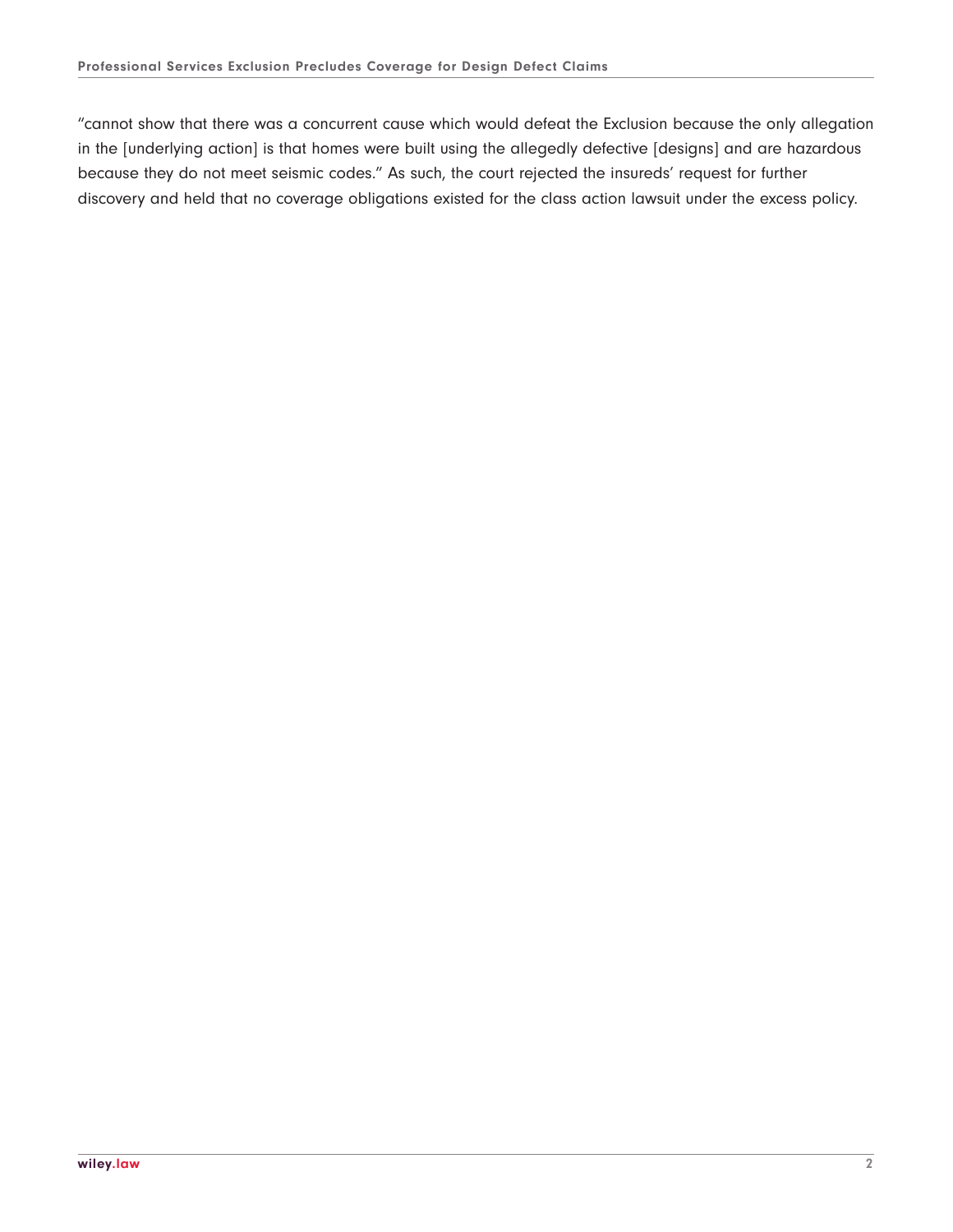"cannot show that there was a concurrent cause which would defeat the Exclusion because the only allegation in the [underlying action] is that homes were built using the allegedly defective [designs] and are hazardous because they do not meet seismic codes." As such, the court rejected the insureds' request for further discovery and held that no coverage obligations existed for the class action lawsuit under the excess policy.